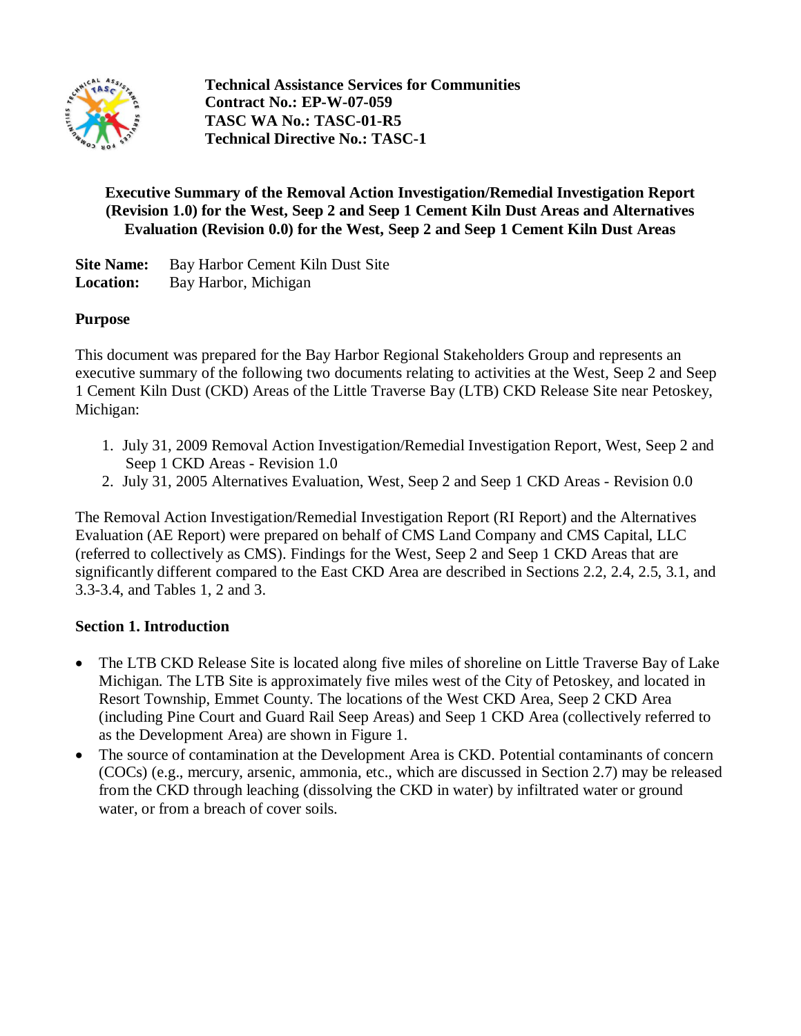**Technical Assistance Services for Communities**
**Contract No.: EP-W-07-059**
**TASC WA No.: TASC-01-R5**
**Technical Directive No.: TASC-1**

# Executive Summary of the Removal Action Investigation/Remedial Investigation Report (Revision 1.0) for the West, Seep 2 and Seep 1 Cement Kiln Dust Areas and Alternatives Evaluation (Revision 0.0) for the West, Seep 2 and Seep 1 Cement Kiln Dust Areas

**Site Name:** Bay Harbor Cement Kiln Dust Site
**Location:** Bay Harbor, Michigan

## Purpose

This document was prepared for the Bay Harbor Regional Stakeholders Group and represents an executive summary of the following two documents relating to activities at the West, Seep 2 and Seep 1 Cement Kiln Dust (CKD) Areas of the Little Traverse Bay (LTB) CKD Release Site near Petoskey, Michigan:

1. July 31, 2009 Removal Action Investigation/Remedial Investigation Report, West, Seep 2 and Seep 1 CKD Areas - Revision 1.0
2. July 31, 2005 Alternatives Evaluation, West, Seep 2 and Seep 1 CKD Areas - Revision 0.0

The Removal Action Investigation/Remedial Investigation Report (RI Report) and the Alternatives Evaluation (AE Report) were prepared on behalf of CMS Land Company and CMS Capital, LLC (referred to collectively as CMS). Findings for the West, Seep 2 and Seep 1 CKD Areas that are significantly different compared to the East CKD Area are described in Sections 2.2, 2.4, 2.5, 3.1, and 3.3-3.4, and Tables 1, 2 and 3.

## Section 1. Introduction

- The LTB CKD Release Site is located along five miles of shoreline on Little Traverse Bay of Lake Michigan. The LTB Site is approximately five miles west of the City of Petoskey, and located in Resort Township, Emmet County. The locations of the West CKD Area, Seep 2 CKD Area (including Pine Court and Guard Rail Seep Areas) and Seep 1 CKD Area (collectively referred to as the Development Area) are shown in Figure 1.
- The source of contamination at the Development Area is CKD. Potential contaminants of concern (COCs) (e.g., mercury, arsenic, ammonia, etc., which are discussed in Section 2.7) may be released from the CKD through leaching (dissolving the CKD in water) by infiltrated water or ground water, or from a breach of cover soils.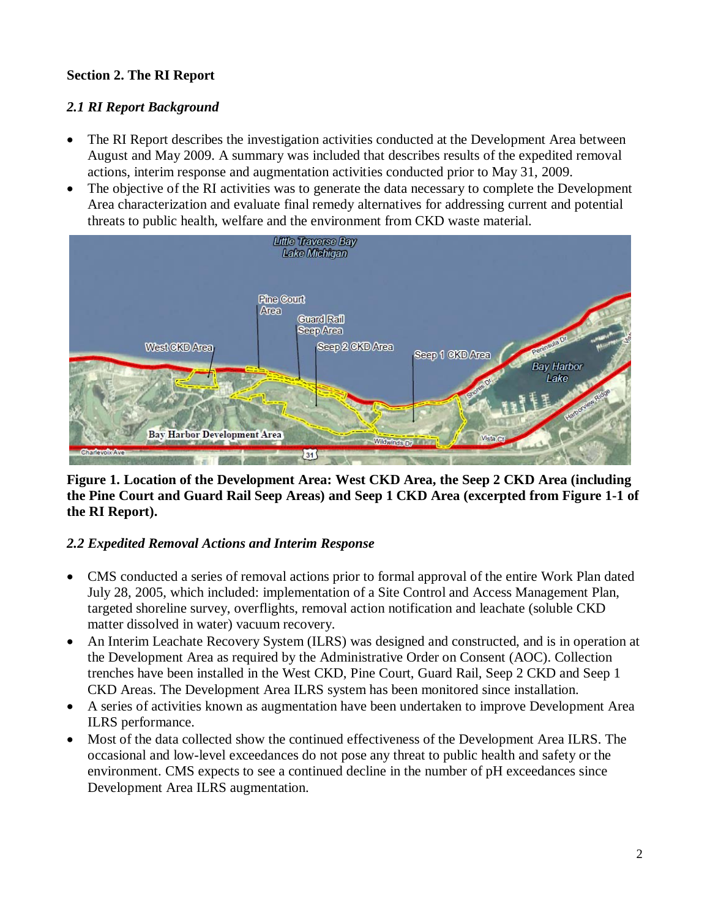## Section 2. The RI Report

### *2.1 RI Report Background*

- The RI Report describes the investigation activities conducted at the Development Area between August and May 2009. A summary was included that describes results of the expedited removal actions, interim response and augmentation activities conducted prior to May 31, 2009.
- The objective of the RI activities was to generate the data necessary to complete the Development Area characterization and evaluate final remedy alternatives for addressing current and potential threats to public health, welfare and the environment from CKD waste material.

**Figure 1. Location of the Development Area: West CKD Area, the Seep 2 CKD Area (including the Pine Court and Guard Rail Seep Areas) and Seep 1 CKD Area (excerpted from Figure 1-1 of the RI Report).**

### *2.2 Expedited Removal Actions and Interim Response*

- CMS conducted a series of removal actions prior to formal approval of the entire Work Plan dated July 28, 2005, which included: implementation of a Site Control and Access Management Plan, targeted shoreline survey, overflights, removal action notification and leachate (soluble CKD matter dissolved in water) vacuum recovery.
- An Interim Leachate Recovery System (ILRS) was designed and constructed, and is in operation at the Development Area as required by the Administrative Order on Consent (AOC). Collection trenches have been installed in the West CKD, Pine Court, Guard Rail, Seep 2 CKD and Seep 1 CKD Areas. The Development Area ILRS system has been monitored since installation.
- A series of activities known as augmentation have been undertaken to improve Development Area ILRS performance.
- Most of the data collected show the continued effectiveness of the Development Area ILRS. The occasional and low-level exceedances do not pose any threat to public health and safety or the environment. CMS expects to see a continued decline in the number of pH exceedances since Development Area ILRS augmentation.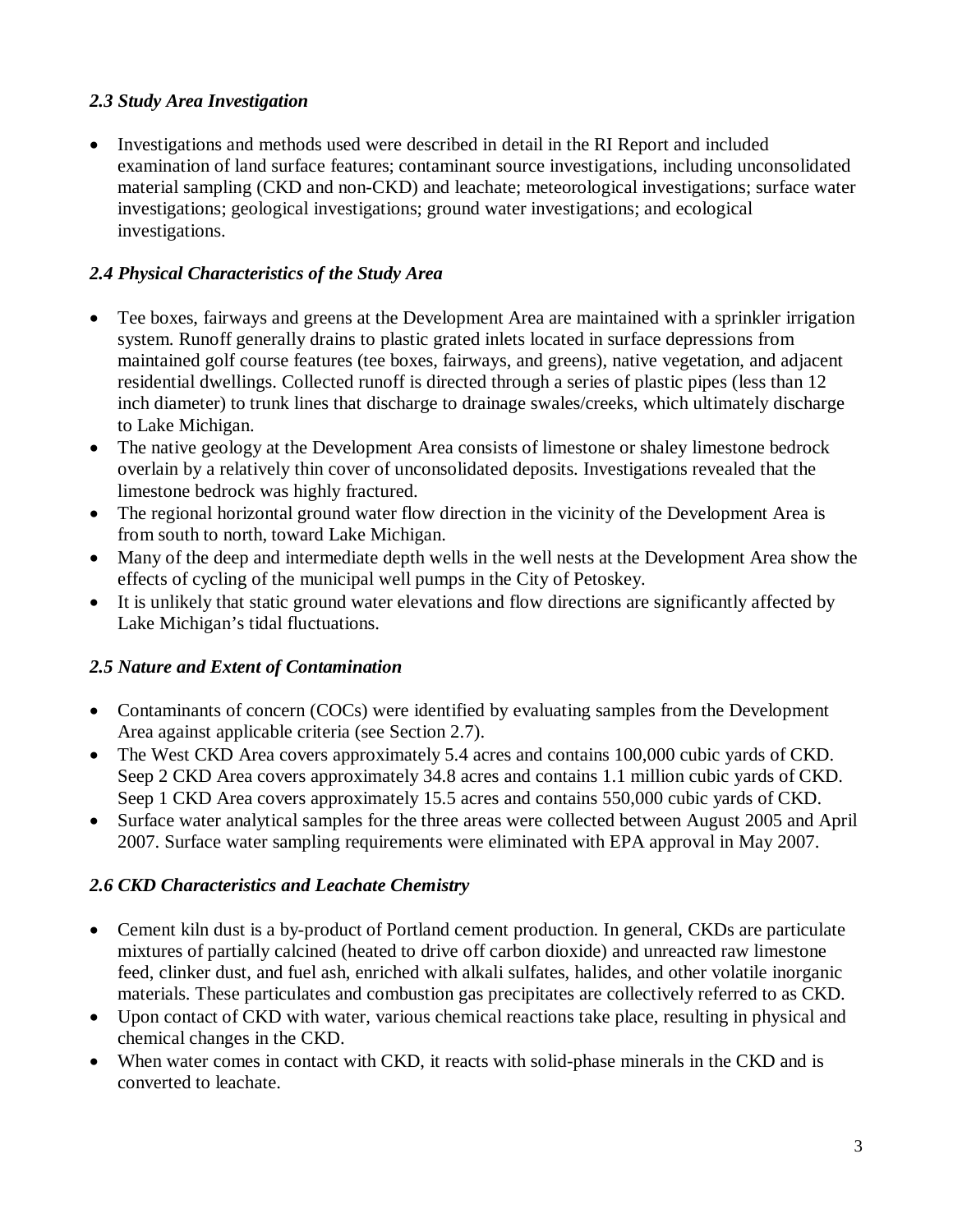### *2.3 Study Area Investigation*

- Investigations and methods used were described in detail in the RI Report and included examination of land surface features; contaminant source investigations, including unconsolidated material sampling (CKD and non-CKD) and leachate; meteorological investigations; surface water investigations; geological investigations; ground water investigations; and ecological investigations.

### *2.4 Physical Characteristics of the Study Area*

- Tee boxes, fairways and greens at the Development Area are maintained with a sprinkler irrigation system. Runoff generally drains to plastic grated inlets located in surface depressions from maintained golf course features (tee boxes, fairways, and greens), native vegetation, and adjacent residential dwellings. Collected runoff is directed through a series of plastic pipes (less than 12 inch diameter) to trunk lines that discharge to drainage swales/creeks, which ultimately discharge to Lake Michigan.
- The native geology at the Development Area consists of limestone or shaley limestone bedrock overlain by a relatively thin cover of unconsolidated deposits. Investigations revealed that the limestone bedrock was highly fractured.
- The regional horizontal ground water flow direction in the vicinity of the Development Area is from south to north, toward Lake Michigan.
- Many of the deep and intermediate depth wells in the well nests at the Development Area show the effects of cycling of the municipal well pumps in the City of Petoskey.
- It is unlikely that static ground water elevations and flow directions are significantly affected by Lake Michigan's tidal fluctuations.

### *2.5 Nature and Extent of Contamination*

- Contaminants of concern (COCs) were identified by evaluating samples from the Development Area against applicable criteria (see Section 2.7).
- The West CKD Area covers approximately 5.4 acres and contains 100,000 cubic yards of CKD. Seep 2 CKD Area covers approximately 34.8 acres and contains 1.1 million cubic yards of CKD. Seep 1 CKD Area covers approximately 15.5 acres and contains 550,000 cubic yards of CKD.
- Surface water analytical samples for the three areas were collected between August 2005 and April 2007. Surface water sampling requirements were eliminated with EPA approval in May 2007.

### *2.6 CKD Characteristics and Leachate Chemistry*

- Cement kiln dust is a by-product of Portland cement production. In general, CKDs are particulate mixtures of partially calcined (heated to drive off carbon dioxide) and unreacted raw limestone feed, clinker dust, and fuel ash, enriched with alkali sulfates, halides, and other volatile inorganic materials. These particulates and combustion gas precipitates are collectively referred to as CKD.
- Upon contact of CKD with water, various chemical reactions take place, resulting in physical and chemical changes in the CKD.
- When water comes in contact with CKD, it reacts with solid-phase minerals in the CKD and is converted to leachate.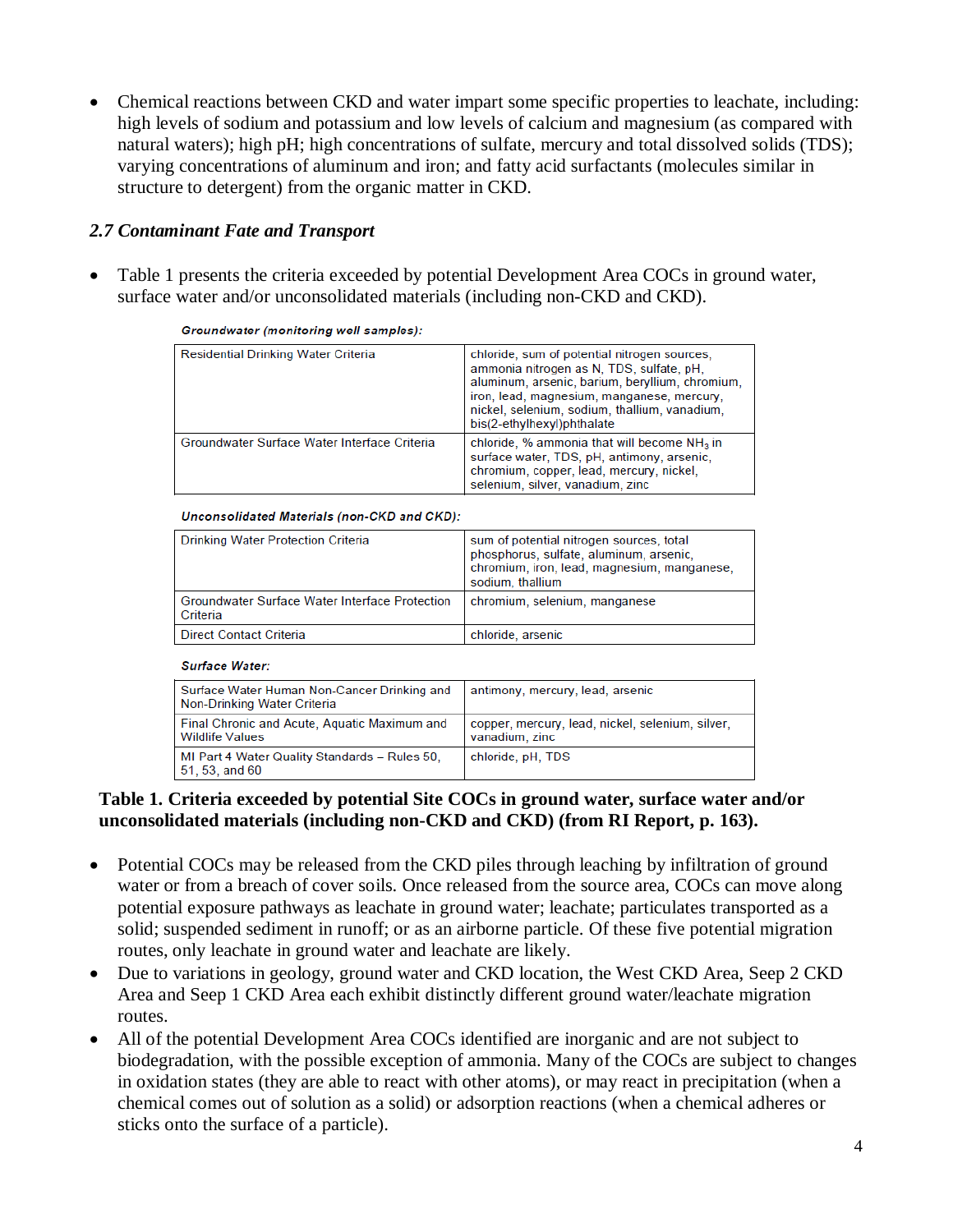- Chemical reactions between CKD and water impart some specific properties to leachate, including: high levels of sodium and potassium and low levels of calcium and magnesium (as compared with natural waters); high pH; high concentrations of sulfate, mercury and total dissolved solids (TDS); varying concentrations of aluminum and iron; and fatty acid surfactants (molecules similar in structure to detergent) from the organic matter in CKD.

### *2.7 Contaminant Fate and Transport*

- Table 1 presents the criteria exceeded by potential Development Area COCs in ground water, surface water and/or unconsolidated materials (including non-CKD and CKD).

***Groundwater (monitoring well samples):***

| Criteria | COCs |
|---|---|
| Residential Drinking Water Criteria | chloride, sum of potential nitrogen sources, ammonia nitrogen as N, TDS, sulfate, pH, aluminum, arsenic, barium, beryllium, chromium, iron, lead, magnesium, manganese, mercury, nickel, selenium, sodium, thallium, vanadium, bis(2-ethylhexyl)phthalate |
| Groundwater Surface Water Interface Criteria | chloride, % ammonia that will become $NH_3$ in surface water, TDS, pH, antimony, arsenic, chromium, copper, lead, mercury, nickel, selenium, silver, vanadium, zinc |

***Unconsolidated Materials (non-CKD and CKD):***

| Criteria | COCs |
|---|---|
| Drinking Water Protection Criteria | sum of potential nitrogen sources, total phosphorus, sulfate, aluminum, arsenic, chromium, iron, lead, magnesium, manganese, sodium, thallium |
| Groundwater Surface Water Interface Protection Criteria | chromium, selenium, manganese |
| Direct Contact Criteria | chloride, arsenic |

***Surface Water:***

| Criteria | COCs |
|---|---|
| Surface Water Human Non-Cancer Drinking and Non-Drinking Water Criteria | antimony, mercury, lead, arsenic |
| Final Chronic and Acute, Aquatic Maximum and Wildlife Values | copper, mercury, lead, nickel, selenium, silver, vanadium, zinc |
| MI Part 4 Water Quality Standards – Rules 50, 51, 53, and 60 | chloride, pH, TDS |

**Table 1. Criteria exceeded by potential Site COCs in ground water, surface water and/or unconsolidated materials (including non-CKD and CKD) (from RI Report, p. 163).**

- Potential COCs may be released from the CKD piles through leaching by infiltration of ground water or from a breach of cover soils. Once released from the source area, COCs can move along potential exposure pathways as leachate in ground water; leachate; particulates transported as a solid; suspended sediment in runoff; or as an airborne particle. Of these five potential migration routes, only leachate in ground water and leachate are likely.
- Due to variations in geology, ground water and CKD location, the West CKD Area, Seep 2 CKD Area and Seep 1 CKD Area each exhibit distinctly different ground water/leachate migration routes.
- All of the potential Development Area COCs identified are inorganic and are not subject to biodegradation, with the possible exception of ammonia. Many of the COCs are subject to changes in oxidation states (they are able to react with other atoms), or may react in precipitation (when a chemical comes out of solution as a solid) or adsorption reactions (when a chemical adheres or sticks onto the surface of a particle).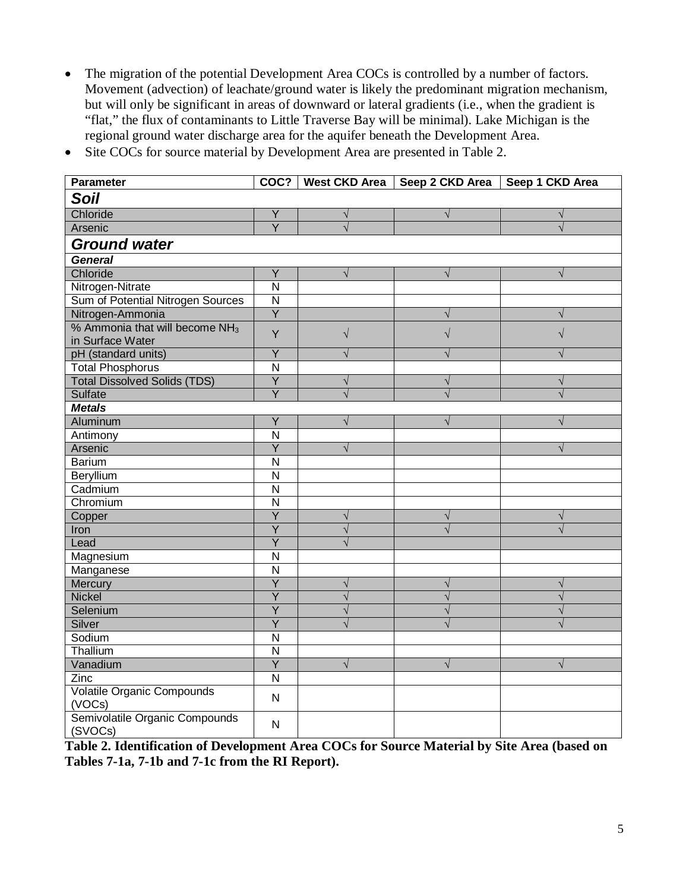- The migration of the potential Development Area COCs is controlled by a number of factors. Movement (advection) of leachate/ground water is likely the predominant migration mechanism, but will only be significant in areas of downward or lateral gradients (i.e., when the gradient is "flat," the flux of contaminants to Little Traverse Bay will be minimal). Lake Michigan is the regional ground water discharge area for the aquifer beneath the Development Area.
- Site COCs for source material by Development Area are presented in Table 2.

| Parameter | COC? | West CKD Area | Seep 2 CKD Area | Seep 1 CKD Area |
|---|---|---|---|---|
| ***Soil*** | | | | |
| Chloride | Y | √ | √ | √ |
| Arsenic | Y | √ | | √ |
| ***Ground water*** | | | | |
| ***General*** | | | | |
| Chloride | Y | √ | √ | √ |
| Nitrogen-Nitrate | N | | | |
| Sum of Potential Nitrogen Sources | N | | | |
| Nitrogen-Ammonia | Y | | √ | √ |
| % Ammonia that will become $NH_3$ in Surface Water | Y | √ | √ | √ |
| pH (standard units) | Y | √ | √ | √ |
| Total Phosphorus | N | | | |
| Total Dissolved Solids (TDS) | Y | √ | √ | √ |
| Sulfate | Y | √ | √ | √ |
| ***Metals*** | | | | |
| Aluminum | Y | √ | √ | √ |
| Antimony | N | | | |
| Arsenic | Y | √ | | √ |
| Barium | N | | | |
| Beryllium | N | | | |
| Cadmium | N | | | |
| Chromium | N | | | |
| Copper | Y | √ | √ | √ |
| Iron | Y | √ | √ | √ |
| Lead | Y | √ | | |
| Magnesium | N | | | |
| Manganese | N | | | |
| Mercury | Y | √ | √ | √ |
| Nickel | Y | √ | √ | √ |
| Selenium | Y | √ | √ | √ |
| Silver | Y | √ | √ | √ |
| Sodium | N | | | |
| Thallium | N | | | |
| Vanadium | Y | √ | √ | √ |
| Zinc | N | | | |
| Volatile Organic Compounds (VOCs) | N | | | |
| Semivolatile Organic Compounds (SVOCs) | N | | | |

**Table 2. Identification of Development Area COCs for Source Material by Site Area (based on Tables 7-1a, 7-1b and 7-1c from the RI Report).**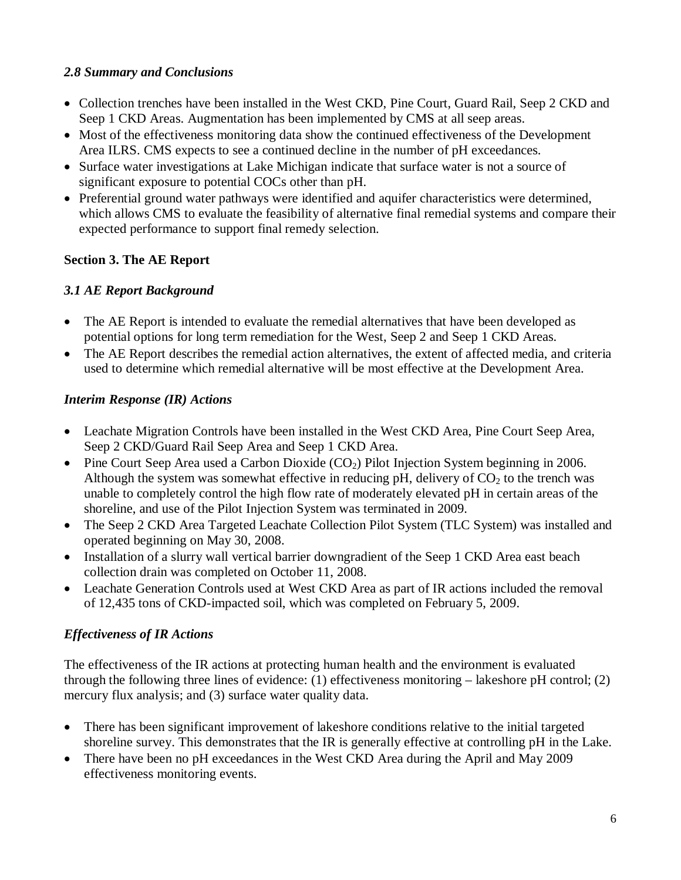### *2.8 Summary and Conclusions*

- Collection trenches have been installed in the West CKD, Pine Court, Guard Rail, Seep 2 CKD and Seep 1 CKD Areas. Augmentation has been implemented by CMS at all seep areas.
- Most of the effectiveness monitoring data show the continued effectiveness of the Development Area ILRS. CMS expects to see a continued decline in the number of pH exceedances.
- Surface water investigations at Lake Michigan indicate that surface water is not a source of significant exposure to potential COCs other than pH.
- Preferential ground water pathways were identified and aquifer characteristics were determined, which allows CMS to evaluate the feasibility of alternative final remedial systems and compare their expected performance to support final remedy selection.

## Section 3. The AE Report

### *3.1 AE Report Background*

- The AE Report is intended to evaluate the remedial alternatives that have been developed as potential options for long term remediation for the West, Seep 2 and Seep 1 CKD Areas.
- The AE Report describes the remedial action alternatives, the extent of affected media, and criteria used to determine which remedial alternative will be most effective at the Development Area.

### *Interim Response (IR) Actions*

- Leachate Migration Controls have been installed in the West CKD Area, Pine Court Seep Area, Seep 2 CKD/Guard Rail Seep Area and Seep 1 CKD Area.
- Pine Court Seep Area used a Carbon Dioxide ($CO_2$) Pilot Injection System beginning in 2006. Although the system was somewhat effective in reducing pH, delivery of $CO_2$ to the trench was unable to completely control the high flow rate of moderately elevated pH in certain areas of the shoreline, and use of the Pilot Injection System was terminated in 2009.
- The Seep 2 CKD Area Targeted Leachate Collection Pilot System (TLC System) was installed and operated beginning on May 30, 2008.
- Installation of a slurry wall vertical barrier downgradient of the Seep 1 CKD Area east beach collection drain was completed on October 11, 2008.
- Leachate Generation Controls used at West CKD Area as part of IR actions included the removal of 12,435 tons of CKD-impacted soil, which was completed on February 5, 2009.

### *Effectiveness of IR Actions*

The effectiveness of the IR actions at protecting human health and the environment is evaluated through the following three lines of evidence: (1) effectiveness monitoring – lakeshore pH control; (2) mercury flux analysis; and (3) surface water quality data.

- There has been significant improvement of lakeshore conditions relative to the initial targeted shoreline survey. This demonstrates that the IR is generally effective at controlling pH in the Lake.
- There have been no pH exceedances in the West CKD Area during the April and May 2009 effectiveness monitoring events.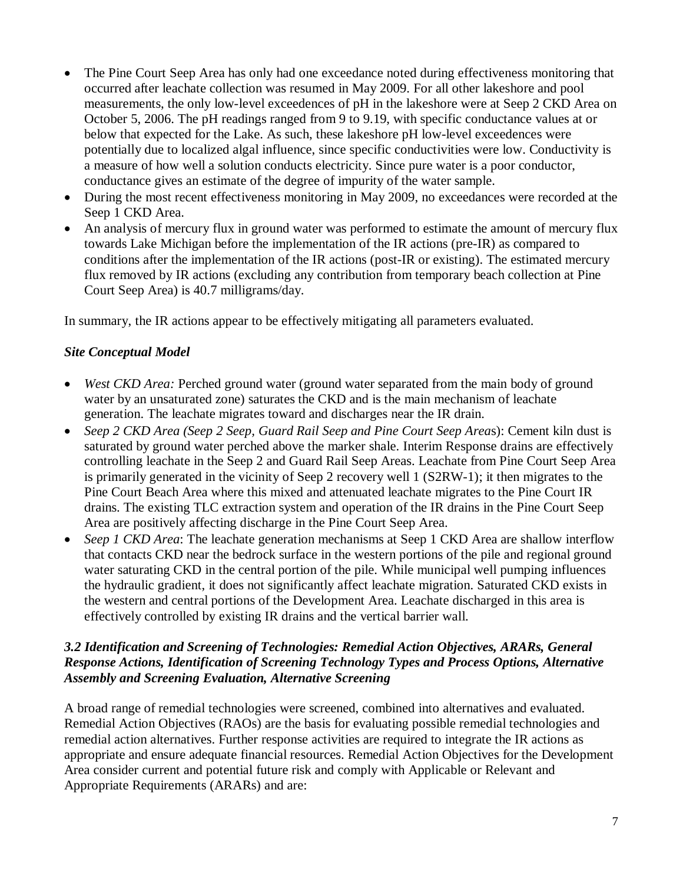- The Pine Court Seep Area has only had one exceedance noted during effectiveness monitoring that occurred after leachate collection was resumed in May 2009. For all other lakeshore and pool measurements, the only low-level exceedences of pH in the lakeshore were at Seep 2 CKD Area on October 5, 2006. The pH readings ranged from 9 to 9.19, with specific conductance values at or below that expected for the Lake. As such, these lakeshore pH low-level exceedences were potentially due to localized algal influence, since specific conductivities were low. Conductivity is a measure of how well a solution conducts electricity. Since pure water is a poor conductor, conductance gives an estimate of the degree of impurity of the water sample.
- During the most recent effectiveness monitoring in May 2009, no exceedances were recorded at the Seep 1 CKD Area.
- An analysis of mercury flux in ground water was performed to estimate the amount of mercury flux towards Lake Michigan before the implementation of the IR actions (pre-IR) as compared to conditions after the implementation of the IR actions (post-IR or existing). The estimated mercury flux removed by IR actions (excluding any contribution from temporary beach collection at Pine Court Seep Area) is 40.7 milligrams/day.

In summary, the IR actions appear to be effectively mitigating all parameters evaluated.

### *Site Conceptual Model*

- *West CKD Area:* Perched ground water (ground water separated from the main body of ground water by an unsaturated zone) saturates the CKD and is the main mechanism of leachate generation. The leachate migrates toward and discharges near the IR drain.
- *Seep 2 CKD Area (Seep 2 Seep, Guard Rail Seep and Pine Court Seep Areas*): Cement kiln dust is saturated by ground water perched above the marker shale. Interim Response drains are effectively controlling leachate in the Seep 2 and Guard Rail Seep Areas. Leachate from Pine Court Seep Area is primarily generated in the vicinity of Seep 2 recovery well 1 (S2RW-1); it then migrates to the Pine Court Beach Area where this mixed and attenuated leachate migrates to the Pine Court IR drains. The existing TLC extraction system and operation of the IR drains in the Pine Court Seep Area are positively affecting discharge in the Pine Court Seep Area.
- *Seep 1 CKD Area*: The leachate generation mechanisms at Seep 1 CKD Area are shallow interflow that contacts CKD near the bedrock surface in the western portions of the pile and regional ground water saturating CKD in the central portion of the pile. While municipal well pumping influences the hydraulic gradient, it does not significantly affect leachate migration. Saturated CKD exists in the western and central portions of the Development Area. Leachate discharged in this area is effectively controlled by existing IR drains and the vertical barrier wall.

### *3.2 Identification and Screening of Technologies: Remedial Action Objectives, ARARs, General Response Actions, Identification of Screening Technology Types and Process Options, Alternative Assembly and Screening Evaluation, Alternative Screening*

A broad range of remedial technologies were screened, combined into alternatives and evaluated. Remedial Action Objectives (RAOs) are the basis for evaluating possible remedial technologies and remedial action alternatives. Further response activities are required to integrate the IR actions as appropriate and ensure adequate financial resources. Remedial Action Objectives for the Development Area consider current and potential future risk and comply with Applicable or Relevant and Appropriate Requirements (ARARs) and are: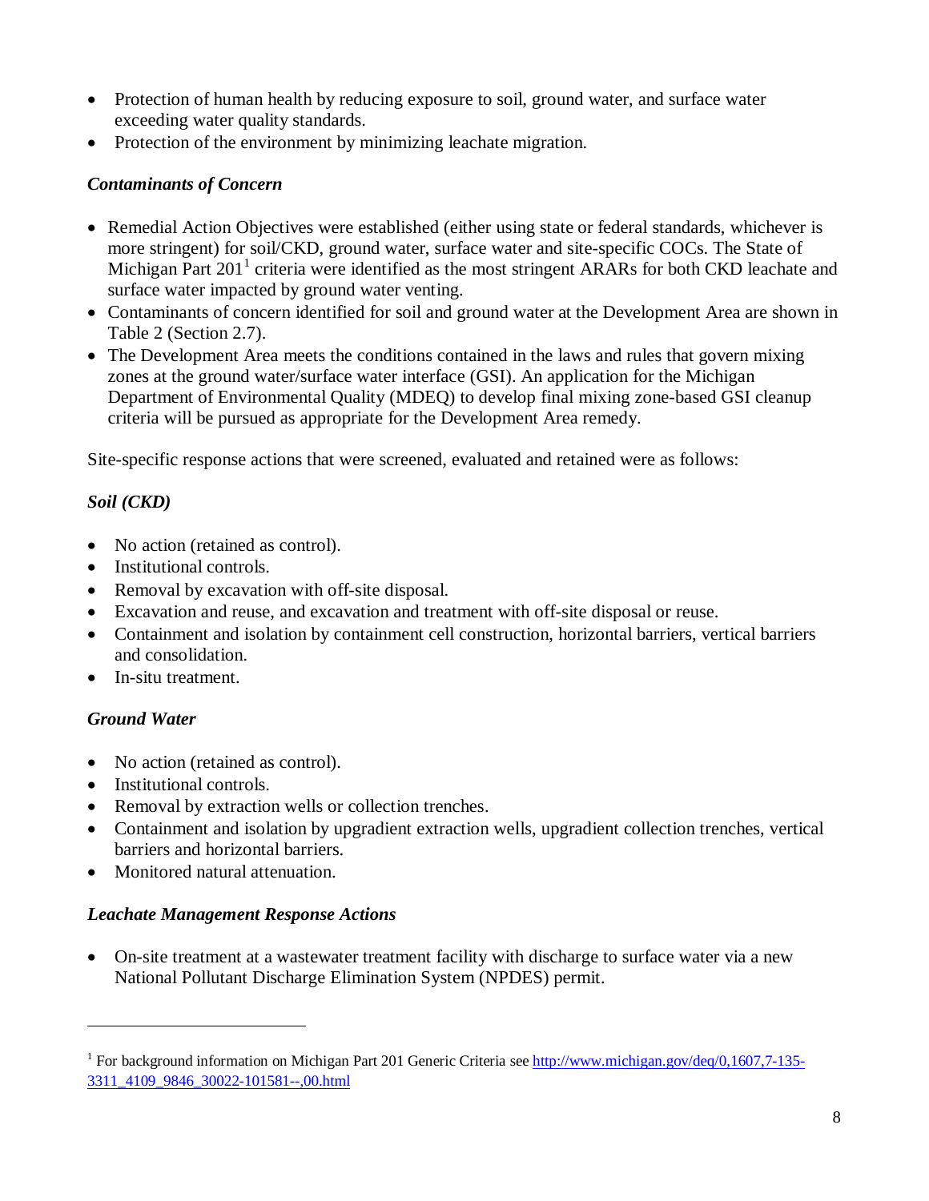- Protection of human health by reducing exposure to soil, ground water, and surface water exceeding water quality standards.
- Protection of the environment by minimizing leachate migration.

***Contaminants of Concern***

- Remedial Action Objectives were established (either using state or federal standards, whichever is more stringent) for soil/CKD, ground water, surface water and site-specific COCs. The State of Michigan Part 201[1] criteria were identified as the most stringent ARARs for both CKD leachate and surface water impacted by ground water venting.
- Contaminants of concern identified for soil and ground water at the Development Area are shown in Table 2 (Section 2.7).
- The Development Area meets the conditions contained in the laws and rules that govern mixing zones at the ground water/surface water interface (GSI). An application for the Michigan Department of Environmental Quality (MDEQ) to develop final mixing zone-based GSI cleanup criteria will be pursued as appropriate for the Development Area remedy.

Site-specific response actions that were screened, evaluated and retained were as follows:

***Soil (CKD)***

- No action (retained as control).
- Institutional controls.
- Removal by excavation with off-site disposal.
- Excavation and reuse, and excavation and treatment with off-site disposal or reuse.
- Containment and isolation by containment cell construction, horizontal barriers, vertical barriers and consolidation.
- In-situ treatment.

***Ground Water***

- No action (retained as control).
- Institutional controls.
- Removal by extraction wells or collection trenches.
- Containment and isolation by upgradient extraction wells, upgradient collection trenches, vertical barriers and horizontal barriers.
- Monitored natural attenuation.

***Leachate Management Response Actions***

- On-site treatment at a wastewater treatment facility with discharge to surface water via a new National Pollutant Discharge Elimination System (NPDES) permit.

---

[1] For background information on Michigan Part 201 Generic Criteria see http://www.michigan.gov/deq/0,1607,7-135-3311_4109_9846_30022-101581--,00.html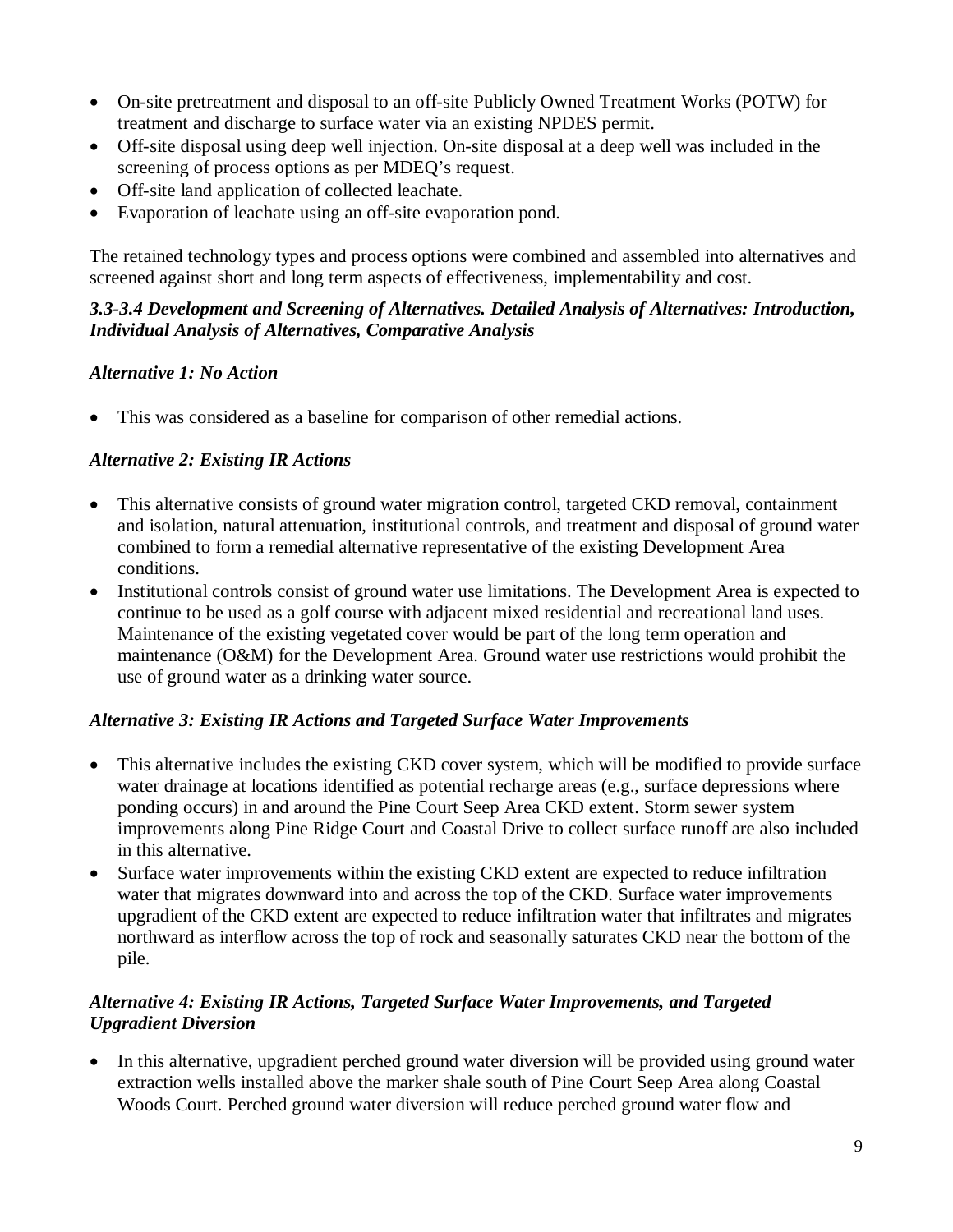- On-site pretreatment and disposal to an off-site Publicly Owned Treatment Works (POTW) for treatment and discharge to surface water via an existing NPDES permit.
- Off-site disposal using deep well injection. On-site disposal at a deep well was included in the screening of process options as per MDEQ's request.
- Off-site land application of collected leachate.
- Evaporation of leachate using an off-site evaporation pond.

The retained technology types and process options were combined and assembled into alternatives and screened against short and long term aspects of effectiveness, implementability and cost.

### *3.3-3.4 Development and Screening of Alternatives. Detailed Analysis of Alternatives: Introduction, Individual Analysis of Alternatives, Comparative Analysis*

#### *Alternative 1: No Action*

- This was considered as a baseline for comparison of other remedial actions.

#### *Alternative 2: Existing IR Actions*

- This alternative consists of ground water migration control, targeted CKD removal, containment and isolation, natural attenuation, institutional controls, and treatment and disposal of ground water combined to form a remedial alternative representative of the existing Development Area conditions.
- Institutional controls consist of ground water use limitations. The Development Area is expected to continue to be used as a golf course with adjacent mixed residential and recreational land uses. Maintenance of the existing vegetated cover would be part of the long term operation and maintenance (O&M) for the Development Area. Ground water use restrictions would prohibit the use of ground water as a drinking water source.

#### *Alternative 3: Existing IR Actions and Targeted Surface Water Improvements*

- This alternative includes the existing CKD cover system, which will be modified to provide surface water drainage at locations identified as potential recharge areas (e.g., surface depressions where ponding occurs) in and around the Pine Court Seep Area CKD extent. Storm sewer system improvements along Pine Ridge Court and Coastal Drive to collect surface runoff are also included in this alternative.
- Surface water improvements within the existing CKD extent are expected to reduce infiltration water that migrates downward into and across the top of the CKD. Surface water improvements upgradient of the CKD extent are expected to reduce infiltration water that infiltrates and migrates northward as interflow across the top of rock and seasonally saturates CKD near the bottom of the pile.

#### *Alternative 4: Existing IR Actions, Targeted Surface Water Improvements, and Targeted Upgradient Diversion*

- In this alternative, upgradient perched ground water diversion will be provided using ground water extraction wells installed above the marker shale south of Pine Court Seep Area along Coastal Woods Court. Perched ground water diversion will reduce perched ground water flow and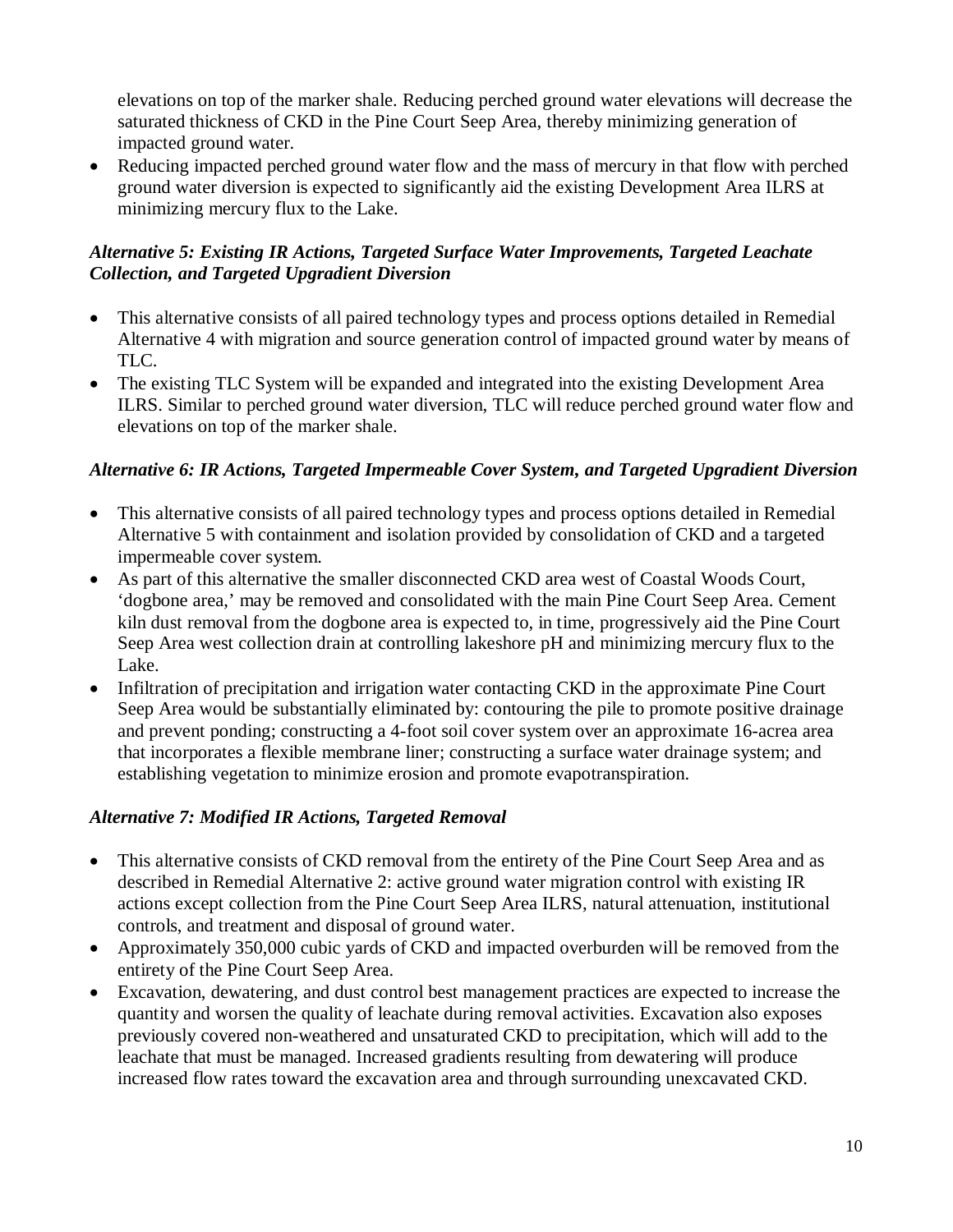elevations on top of the marker shale. Reducing perched ground water elevations will decrease the saturated thickness of CKD in the Pine Court Seep Area, thereby minimizing generation of impacted ground water.

- Reducing impacted perched ground water flow and the mass of mercury in that flow with perched ground water diversion is expected to significantly aid the existing Development Area ILRS at minimizing mercury flux to the Lake.

***Alternative 5: Existing IR Actions, Targeted Surface Water Improvements, Targeted Leachate Collection, and Targeted Upgradient Diversion***

- This alternative consists of all paired technology types and process options detailed in Remedial Alternative 4 with migration and source generation control of impacted ground water by means of TLC.
- The existing TLC System will be expanded and integrated into the existing Development Area ILRS. Similar to perched ground water diversion, TLC will reduce perched ground water flow and elevations on top of the marker shale.

***Alternative 6: IR Actions, Targeted Impermeable Cover System, and Targeted Upgradient Diversion***

- This alternative consists of all paired technology types and process options detailed in Remedial Alternative 5 with containment and isolation provided by consolidation of CKD and a targeted impermeable cover system.
- As part of this alternative the smaller disconnected CKD area west of Coastal Woods Court, 'dogbone area,' may be removed and consolidated with the main Pine Court Seep Area. Cement kiln dust removal from the dogbone area is expected to, in time, progressively aid the Pine Court Seep Area west collection drain at controlling lakeshore pH and minimizing mercury flux to the Lake.
- Infiltration of precipitation and irrigation water contacting CKD in the approximate Pine Court Seep Area would be substantially eliminated by: contouring the pile to promote positive drainage and prevent ponding; constructing a 4-foot soil cover system over an approximate 16-acrea area that incorporates a flexible membrane liner; constructing a surface water drainage system; and establishing vegetation to minimize erosion and promote evapotranspiration.

***Alternative 7: Modified IR Actions, Targeted Removal***

- This alternative consists of CKD removal from the entirety of the Pine Court Seep Area and as described in Remedial Alternative 2: active ground water migration control with existing IR actions except collection from the Pine Court Seep Area ILRS, natural attenuation, institutional controls, and treatment and disposal of ground water.
- Approximately 350,000 cubic yards of CKD and impacted overburden will be removed from the entirety of the Pine Court Seep Area.
- Excavation, dewatering, and dust control best management practices are expected to increase the quantity and worsen the quality of leachate during removal activities. Excavation also exposes previously covered non-weathered and unsaturated CKD to precipitation, which will add to the leachate that must be managed. Increased gradients resulting from dewatering will produce increased flow rates toward the excavation area and through surrounding unexcavated CKD.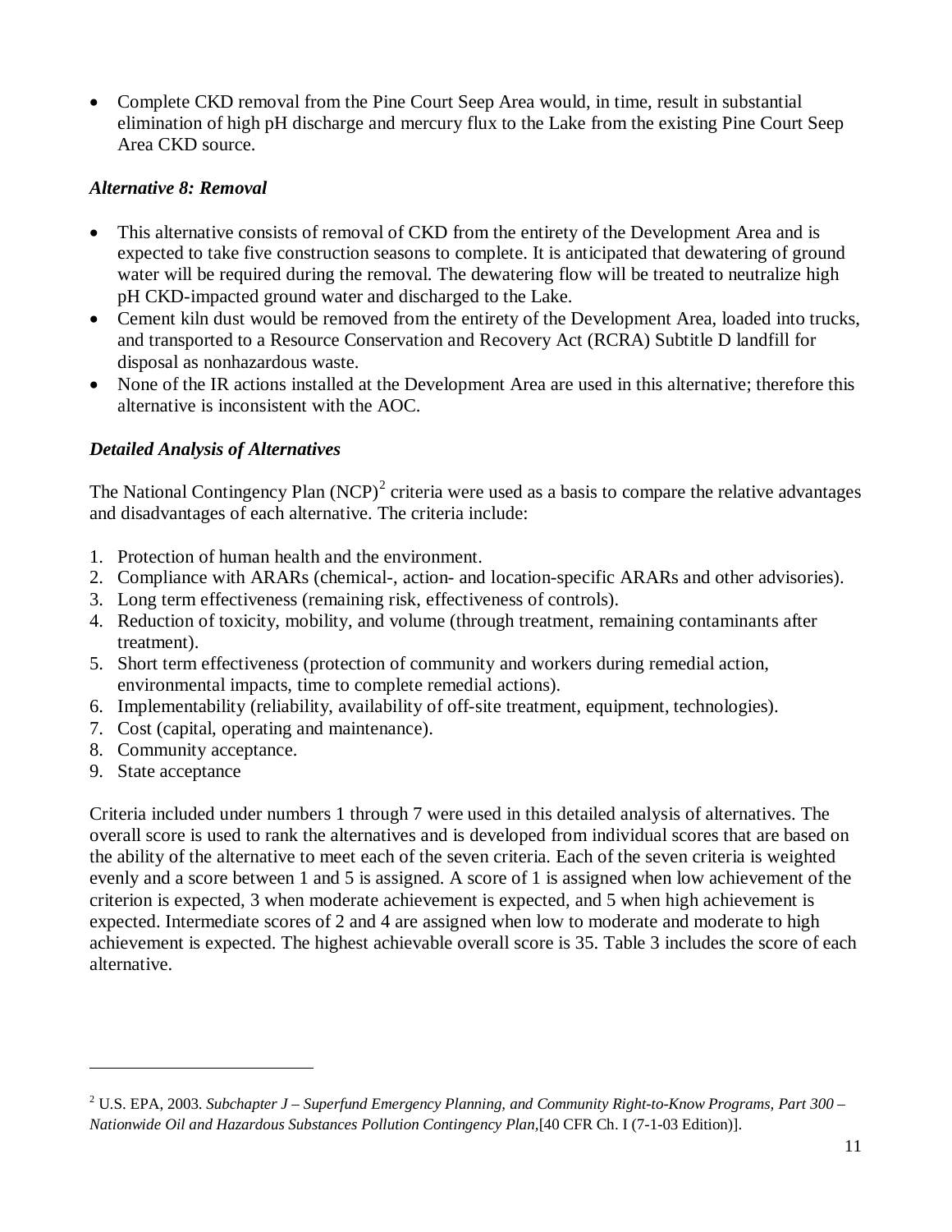- Complete CKD removal from the Pine Court Seep Area would, in time, result in substantial elimination of high pH discharge and mercury flux to the Lake from the existing Pine Court Seep Area CKD source.

### *Alternative 8: Removal*

- This alternative consists of removal of CKD from the entirety of the Development Area and is expected to take five construction seasons to complete. It is anticipated that dewatering of ground water will be required during the removal. The dewatering flow will be treated to neutralize high pH CKD-impacted ground water and discharged to the Lake.
- Cement kiln dust would be removed from the entirety of the Development Area, loaded into trucks, and transported to a Resource Conservation and Recovery Act (RCRA) Subtitle D landfill for disposal as nonhazardous waste.
- None of the IR actions installed at the Development Area are used in this alternative; therefore this alternative is inconsistent with the AOC.

### *Detailed Analysis of Alternatives*

The National Contingency Plan (NCP)[2] criteria were used as a basis to compare the relative advantages and disadvantages of each alternative. The criteria include:

1. Protection of human health and the environment.
2. Compliance with ARARs (chemical-, action- and location-specific ARARs and other advisories).
3. Long term effectiveness (remaining risk, effectiveness of controls).
4. Reduction of toxicity, mobility, and volume (through treatment, remaining contaminants after treatment).
5. Short term effectiveness (protection of community and workers during remedial action, environmental impacts, time to complete remedial actions).
6. Implementability (reliability, availability of off-site treatment, equipment, technologies).
7. Cost (capital, operating and maintenance).
8. Community acceptance.
9. State acceptance

Criteria included under numbers 1 through 7 were used in this detailed analysis of alternatives. The overall score is used to rank the alternatives and is developed from individual scores that are based on the ability of the alternative to meet each of the seven criteria. Each of the seven criteria is weighted evenly and a score between 1 and 5 is assigned. A score of 1 is assigned when low achievement of the criterion is expected, 3 when moderate achievement is expected, and 5 when high achievement is expected. Intermediate scores of 2 and 4 are assigned when low to moderate and moderate to high achievement is expected. The highest achievable overall score is 35. Table 3 includes the score of each alternative.

---

[2] U.S. EPA, 2003. *Subchapter J – Superfund Emergency Planning, and Community Right-to-Know Programs, Part 300 – Nationwide Oil and Hazardous Substances Pollution Contingency Plan*,[40 CFR Ch. I (7-1-03 Edition)].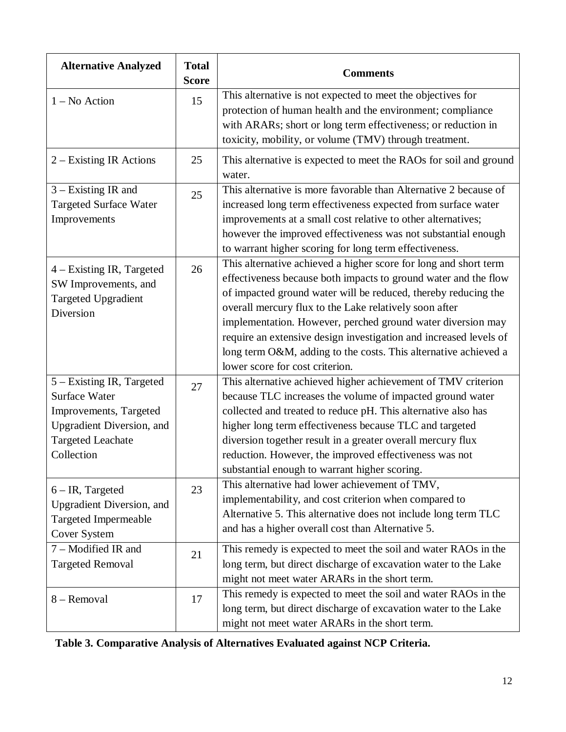| Alternative Analyzed | Total Score | Comments |
|---|---|---|
| 1 – No Action | 15 | This alternative is not expected to meet the objectives for protection of human health and the environment; compliance with ARARs; short or long term effectiveness; or reduction in toxicity, mobility, or volume (TMV) through treatment. |
| 2 – Existing IR Actions | 25 | This alternative is expected to meet the RAOs for soil and ground water. |
| 3 – Existing IR and Targeted Surface Water Improvements | 25 | This alternative is more favorable than Alternative 2 because of increased long term effectiveness expected from surface water improvements at a small cost relative to other alternatives; however the improved effectiveness was not substantial enough to warrant higher scoring for long term effectiveness. |
| 4 – Existing IR, Targeted SW Improvements, and Targeted Upgradient Diversion | 26 | This alternative achieved a higher score for long and short term effectiveness because both impacts to ground water and the flow of impacted ground water will be reduced, thereby reducing the overall mercury flux to the Lake relatively soon after implementation. However, perched ground water diversion may require an extensive design investigation and increased levels of long term O&M, adding to the costs. This alternative achieved a lower score for cost criterion. |
| 5 – Existing IR, Targeted Surface Water Improvements, Targeted Upgradient Diversion, and Targeted Leachate Collection | 27 | This alternative achieved higher achievement of TMV criterion because TLC increases the volume of impacted ground water collected and treated to reduce pH. This alternative also has higher long term effectiveness because TLC and targeted diversion together result in a greater overall mercury flux reduction. However, the improved effectiveness was not substantial enough to warrant higher scoring. |
| 6 – IR, Targeted Upgradient Diversion, and Targeted Impermeable Cover System | 23 | This alternative had lower achievement of TMV, implementability, and cost criterion when compared to Alternative 5. This alternative does not include long term TLC and has a higher overall cost than Alternative 5. |
| 7 – Modified IR and Targeted Removal | 21 | This remedy is expected to meet the soil and water RAOs in the long term, but direct discharge of excavation water to the Lake might not meet water ARARs in the short term. |
| 8 – Removal | 17 | This remedy is expected to meet the soil and water RAOs in the long term, but direct discharge of excavation water to the Lake might not meet water ARARs in the short term. |

**Table 3. Comparative Analysis of Alternatives Evaluated against NCP Criteria.**